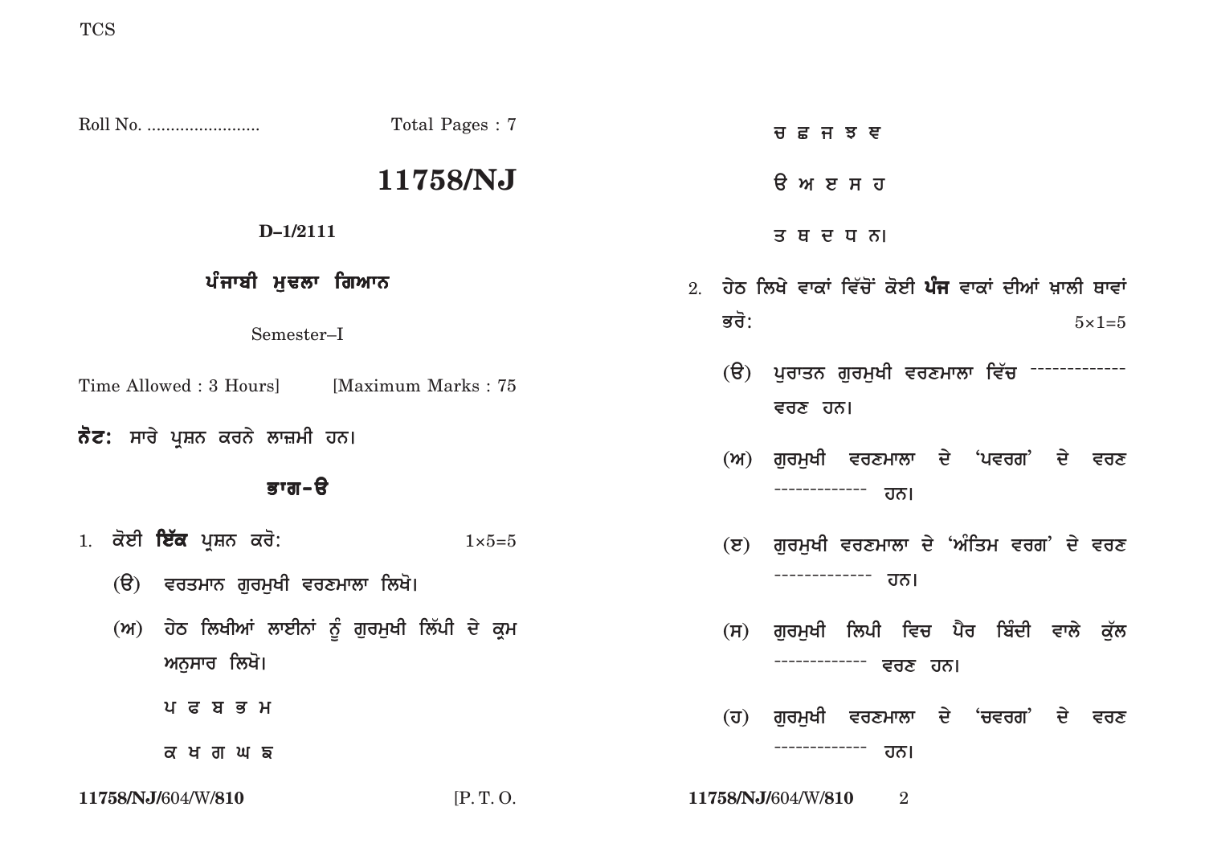Roll No. ........................ Total Pages : 7

# 11758/NJ

**D–1/2111**

## ਪੰਜਾਬੀ ਮੁਢਲਾ ਗਿਆਨ

Semester–I

Time Allowed : 3 Hours] [Maximum Marks : 75

**ਨੋਟ:** ਸਾਰੇ ਪ੍ਰਸ਼ਨ ਕਰਨੇ ਲਾਜ਼ਮੀ ਹਨ।

### ਭਾਗ-ੳ

1. ਕੋਈ **ਇੱਕ** ਪ੍ਰਸ਼ਨ ਕਰੋ: 1×5=5

   (ੳ) ਵਰਤਮਾਨ ਗੁਰਮੁਖੀ ਵਰਣਮਾਲਾ ਲਿਖੋ।

   (ਅ) ਹੇਠ ਲਿਖੀਆਂ ਲਾਈਨਾਂ ਨੂੰ ਗੁਰਮੁਖੀ ਲਿੱਪੀ ਦੇ ਕ੍ਰਮ ਅਨੁਸਾਰ ਲਿਖੋ।

   ਪ ਫ ਬ ਭ ਮ

   ਕ ਖ ਗ ਘ ਙ

   ਚ ਛ ਜ ਝ ਞ

   ੳ ਅ ੲ ਸ ਹ

   ਤ ਥ ਦ ਧ ਨ।

2. ਹੇਠ ਲਿਖੇ ਵਾਕਾਂ ਵਿੱਚੋਂ ਕੋਈ **ਪੰਜ** ਵਾਕਾਂ ਦੀਆਂ ਖ਼ਾਲੀ ਥਾਵਾਂ ਭਰੋ: 5×1=5

   (ੳ) ਪੁਰਾਤਨ ਗੁਰਮੁਖੀ ਵਰਣਮਾਲਾ ਵਿੱਚ ------------- ਵਰਣ ਹਨ।

   (ਅ) ਗੁਰਮੁਖੀ ਵਰਣਮਾਲਾ ਦੇ 'ਪਵਰਗ' ਦੇ ਵਰਣ ------------- ਹਨ।

   (ੲ) ਗੁਰਮੁਖੀ ਵਰਣਮਾਲਾ ਦੇ 'ਅੰਤਿਮ ਵਰਗ' ਦੇ ਵਰਣ ------------- ਹਨ।

   (ਸ) ਗੁਰਮੁਖੀ ਲਿਪੀ ਵਿਚ ਪੈਰ ਬਿੰਦੀ ਵਾਲੇ ਕੁੱਲ ------------- ਵਰਣ ਹਨ।

   (ਹ) ਗੁਰਮੁਖੀ ਵਰਣਮਾਲਾ ਦੇ 'ਚਵਰਗ' ਦੇ ਵਰਣ ------------- ਹਨ।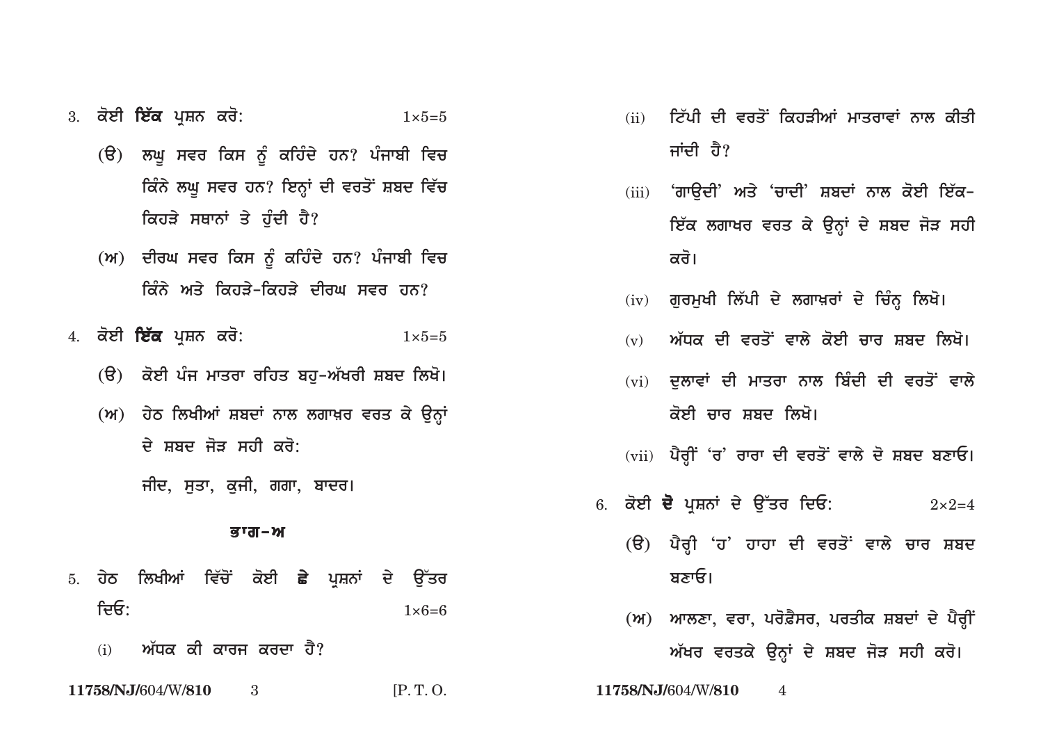3. ਕੋਈ **ਇੱਕ** ਪ੍ਰਸ਼ਨ ਕਰੋ: $1\times5=5$

   (ੳ) ਲਘੂ ਸਵਰ ਕਿਸ ਨੂੰ ਕਹਿੰਦੇ ਹਨ? ਪੰਜਾਬੀ ਵਿਚ ਕਿੰਨੇ ਲਘੂ ਸਵਰ ਹਨ? ਇਨ੍ਹਾਂ ਦੀ ਵਰਤੋਂ ਸ਼ਬਦ ਵਿੱਚ ਕਿਹੜੇ ਸਥਾਨਾਂ ਤੇ ਹੁੰਦੀ ਹੈ?

   (ਅ) ਦੀਰਘ ਸਵਰ ਕਿਸ ਨੂੰ ਕਹਿੰਦੇ ਹਨ? ਪੰਜਾਬੀ ਵਿਚ ਕਿੰਨੇ ਅਤੇ ਕਿਹੜੇ-ਕਿਹੜੇ ਦੀਰਘ ਸਵਰ ਹਨ?

4. ਕੋਈ **ਇੱਕ** ਪ੍ਰਸ਼ਨ ਕਰੋ: $1\times5=5$

   (ੳ) ਕੋਈ ਪੰਜ ਮਾਤਰਾ ਰਹਿਤ ਬਹੁ-ਅੱਖਰੀ ਸ਼ਬਦ ਲਿਖੋ।

   (ਅ) ਹੇਠ ਲਿਖੀਆਂ ਸ਼ਬਦਾਂ ਨਾਲ ਲਗਾਖ਼ਰ ਵਰਤ ਕੇ ਉਨ੍ਹਾਂ ਦੇ ਸ਼ਬਦ ਜੋੜ ਸਹੀ ਕਰੋ:

   ਜੀਦ, ਸੁਤਾ, ਕੁਜੀ, ਗਗਾ, ਬਾਦਰ।

## ਭਾਗ-ਅ

5. ਹੇਠ ਲਿਖੀਆਂ ਵਿੱਚੋਂ ਕੋਈ **ਛੇ** ਪ੍ਰਸ਼ਨਾਂ ਦੇ ਉੱਤਰ ਦਿਓ: $1\times6=6$

   (i) ਅੱਧਕ ਕੀ ਕਾਰਜ ਕਰਦਾ ਹੈ?

   (ii) ਟਿੱਪੀ ਦੀ ਵਰਤੋਂ ਕਿਹੜੀਆਂ ਮਾਤਰਾਵਾਂ ਨਾਲ ਕੀਤੀ ਜਾਂਦੀ ਹੈ?

   (iii) 'ਗਾਉਦੀ' ਅਤੇ 'ਚਾਦੀ' ਸ਼ਬਦਾਂ ਨਾਲ ਕੋਈ ਇੱਕ-ਇੱਕ ਲਗਾਖਰ ਵਰਤ ਕੇ ਉਨ੍ਹਾਂ ਦੇ ਸ਼ਬਦ ਜੋੜ ਸਹੀ ਕਰੋ।

   (iv) ਗੁਰਮੁਖੀ ਲਿੱਪੀ ਦੇ ਲਗਾਖ਼ਰਾਂ ਦੇ ਚਿੰਨ੍ਹ ਲਿਖੋ।

   (v) ਅੱਧਕ ਦੀ ਵਰਤੋਂ ਵਾਲੇ ਕੋਈ ਚਾਰ ਸ਼ਬਦ ਲਿਖੋ।

   (vi) ਦੁਲਾਵਾਂ ਦੀ ਮਾਤਰਾ ਨਾਲ ਬਿੰਦੀ ਦੀ ਵਰਤੋਂ ਵਾਲੇ ਕੋਈ ਚਾਰ ਸ਼ਬਦ ਲਿਖੋ।

   (vii) ਪੈਰ੍ਹੀਂ 'ਰ' ਰਾਰਾ ਦੀ ਵਰਤੋਂ ਵਾਲੇ ਦੋ ਸ਼ਬਦ ਬਣਾਓ।

6. ਕੋਈ **ਦੋ** ਪ੍ਰਸ਼ਨਾਂ ਦੇ ਉੱਤਰ ਦਿਓ: $2\times2=4$

   (ੳ) ਪੈਰ੍ਹੀ 'ਹ' ਹਾਹਾ ਦੀ ਵਰਤੋਂ ਵਾਲੇ ਚਾਰ ਸ਼ਬਦ ਬਣਾਓ।

   (ਅ) ਆਲਣਾ, ਵਰਾ, ਪਰੋਫ਼ੈਸਰ, ਪਰਤੀਕ ਸ਼ਬਦਾਂ ਦੇ ਪੈਰ੍ਹੀਂ ਅੱਖਰ ਵਰਤਕੇ ਉਨ੍ਹਾਂ ਦੇ ਸ਼ਬਦ ਜੋੜ ਸਹੀ ਕਰੋ।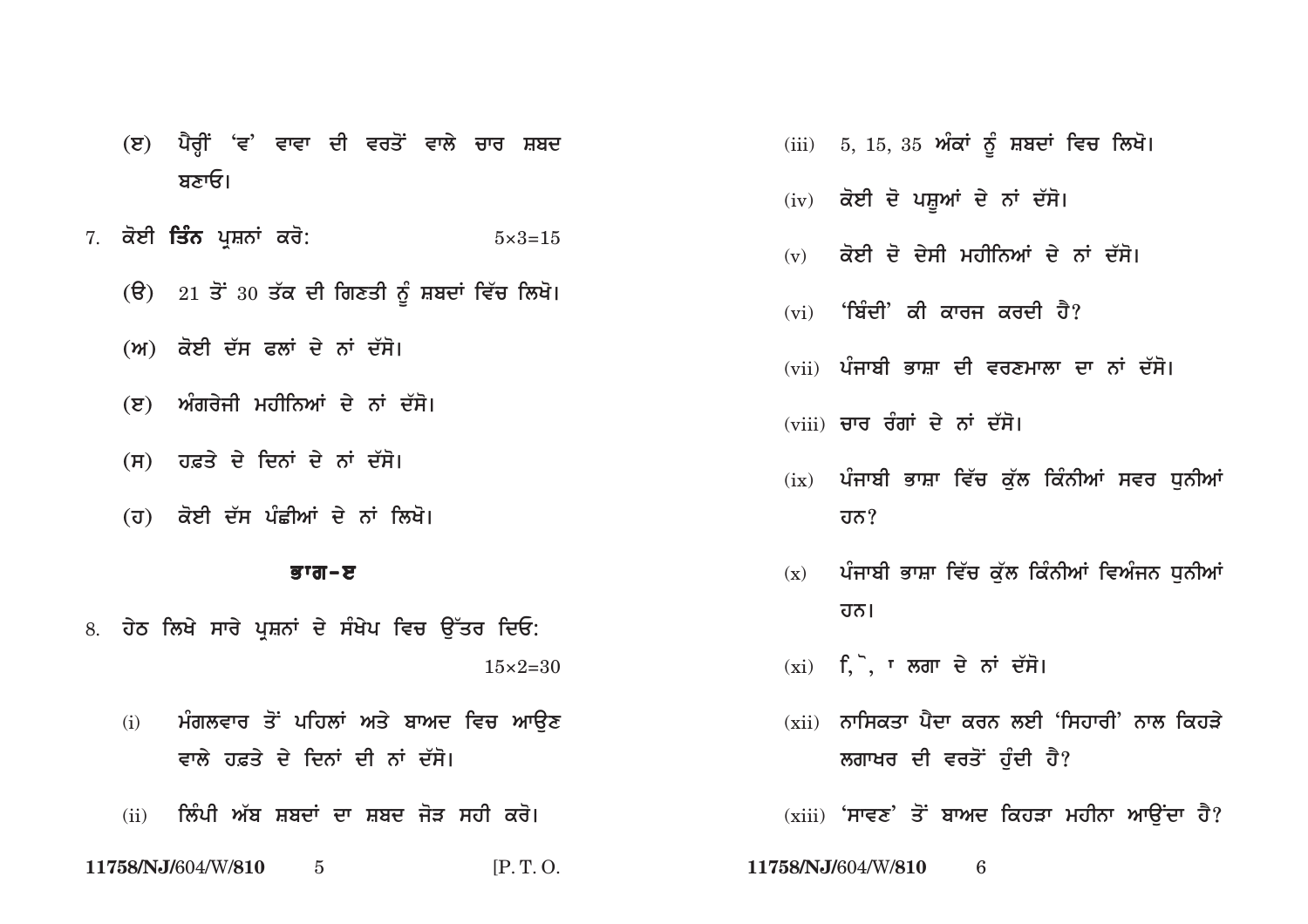(ਝ) ਪੈਰੀਂ 'ਵ' ਵਾਵਾ ਦੀ ਵਰਤੋਂ ਵਾਲੇ ਚਾਰ ਸ਼ਬਦ ਬਣਾਓ।

7. ਕੋਈ **ਤਿੰਨ** ਪ੍ਰਸ਼ਨਾਂ ਕਰੋ: 5×3=15

(ੳ) 21 ਤੋਂ 30 ਤੱਕ ਦੀ ਗਿਣਤੀ ਨੂੰ ਸ਼ਬਦਾਂ ਵਿੱਚ ਲਿਖੋ।

(ਅ) ਕੋਈ ਦੱਸ ਫਲਾਂ ਦੇ ਨਾਂ ਦੱਸੋ।

(ੲ) ਅੰਗਰੇਜੀ ਮਹੀਨਿਆਂ ਦੇ ਨਾਂ ਦੱਸੋ।

(ਸ) ਹਫ਼ਤੇ ਦੇ ਦਿਨਾਂ ਦੇ ਨਾਂ ਦੱਸੋ।

(ਹ) ਕੋਈ ਦੱਸ ਪੰਛੀਆਂ ਦੇ ਨਾਂ ਲਿਖੋ।

## ਭਾਗ-ੲ

8. ਹੇਠ ਲਿਖੇ ਸਾਰੇ ਪ੍ਰਸ਼ਨਾਂ ਦੇ ਸੰਖੇਪ ਵਿਚ ਉੱਤਰ ਦਿਓ: 15×2=30

(i) ਮੰਗਲਵਾਰ ਤੋਂ ਪਹਿਲਾਂ ਅਤੇ ਬਾਅਦ ਵਿਚ ਆਉਣ ਵਾਲੇ ਹਫ਼ਤੇ ਦੇ ਦਿਨਾਂ ਦੀ ਨਾਂ ਦੱਸੋ।

(ii) ਲਿੰਪੀ ਅੱਬ ਸ਼ਬਦਾਂ ਦਾ ਸ਼ਬਦ ਜੋੜ ਸਹੀ ਕਰੋ।

(iii) 5, 15, 35 ਅੰਕਾਂ ਨੂੰ ਸ਼ਬਦਾਂ ਵਿਚ ਲਿਖੋ।

(iv) ਕੋਈ ਦੋ ਪਸ਼ੂਆਂ ਦੇ ਨਾਂ ਦੱਸੋ।

(v) ਕੋਈ ਦੋ ਦੇਸੀ ਮਹੀਨਿਆਂ ਦੇ ਨਾਂ ਦੱਸੋ।

(vi) 'ਬਿੰਦੀ' ਕੀ ਕਾਰਜ ਕਰਦੀ ਹੈ?

(vii) ਪੰਜਾਬੀ ਭਾਸ਼ਾ ਦੀ ਵਰਣਮਾਲਾ ਦਾ ਨਾਂ ਦੱਸੋ।

(viii) ਚਾਰ ਰੰਗਾਂ ਦੇ ਨਾਂ ਦੱਸੋ।

(ix) ਪੰਜਾਬੀ ਭਾਸ਼ਾ ਵਿੱਚ ਕੁੱਲ ਕਿੰਨੀਆਂ ਸਵਰ ਧੁਨੀਆਂ ਹਨ?

(x) ਪੰਜਾਬੀ ਭਾਸ਼ਾ ਵਿੱਚ ਕੁੱਲ ਕਿੰਨੀਆਂ ਵਿਅੰਜਨ ਧੁਨੀਆਂ ਹਨ।

(xi) ਿ, ੈ, ਾ ਲਗਾ ਦੇ ਨਾਂ ਦੱਸੋ।

(xii) ਨਾਸਿਕਤਾ ਪੈਦਾ ਕਰਨ ਲਈ 'ਸਿਹਾਰੀ' ਨਾਲ ਕਿਹੜੇ ਲਗਾਖਰ ਦੀ ਵਰਤੋਂ ਹੁੰਦੀ ਹੈ?

(xiii) 'ਸਾਵਣ' ਤੋਂ ਬਾਅਦ ਕਿਹੜਾ ਮਹੀਨਾ ਆਉਂਦਾ ਹੈ?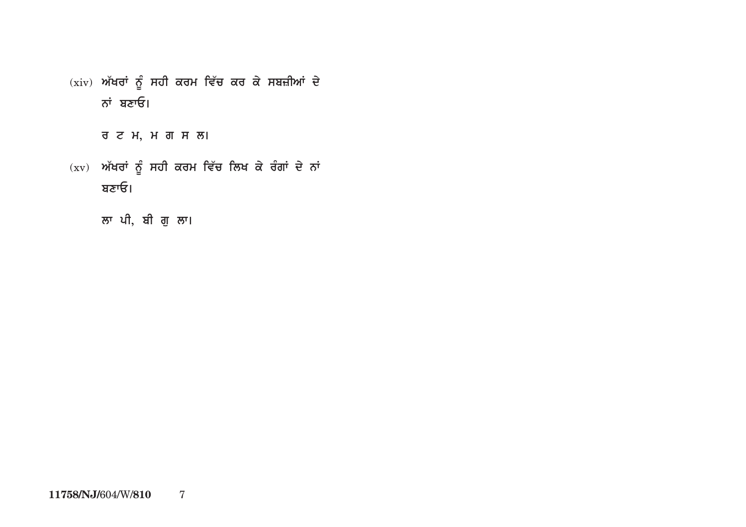(xiv) ਅੱਖਰਾਂ ਨੂੰ ਸਹੀ ਕਰਮ ਵਿੱਚ ਕਰ ਕੇ ਸਬਜ਼ੀਆਂ ਦੇ ਨਾਂ ਬਣਾਓ।

ਰ ਟ ਮ, ਮ ਗ ਸ ਲ।

(xv) ਅੱਖਰਾਂ ਨੂੰ ਸਹੀ ਕਰਮ ਵਿੱਚ ਲਿਖ ਕੇ ਰੰਗਾਂ ਦੇ ਨਾਂ ਬਣਾਓ।

ਲਾ ਪੀ, ਬੀ ਗੁ ਲਾ।

11758/NJ/604/W/810